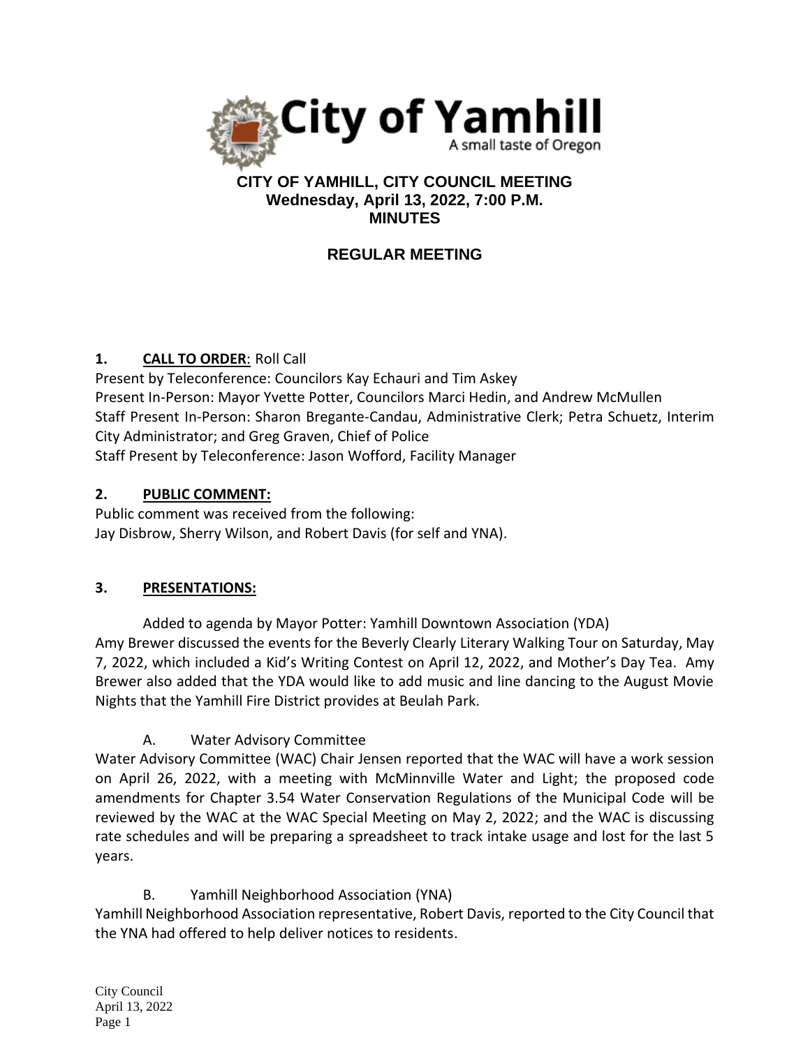**City of Yamhill**
A small taste of Oregon

# CITY OF YAMHILL, CITY COUNCIL MEETING
## Wednesday, April 13, 2022, 7:00 P.M.
## MINUTES

## REGULAR MEETING

**1. CALL TO ORDER**: Roll Call

Present by Teleconference: Councilors Kay Echauri and Tim Askey
Present In-Person: Mayor Yvette Potter, Councilors Marci Hedin, and Andrew McMullen
Staff Present In-Person: Sharon Bregante-Candau, Administrative Clerk; Petra Schuetz, Interim City Administrator; and Greg Graven, Chief of Police
Staff Present by Teleconference: Jason Wofford, Facility Manager

**2. PUBLIC COMMENT:**

Public comment was received from the following:
Jay Disbrow, Sherry Wilson, and Robert Davis (for self and YNA).

**3. PRESENTATIONS:**

Added to agenda by Mayor Potter: Yamhill Downtown Association (YDA)
Amy Brewer discussed the events for the Beverly Clearly Literary Walking Tour on Saturday, May 7, 2022, which included a Kid's Writing Contest on April 12, 2022, and Mother's Day Tea. Amy Brewer also added that the YDA would like to add music and line dancing to the August Movie Nights that the Yamhill Fire District provides at Beulah Park.

A. Water Advisory Committee

Water Advisory Committee (WAC) Chair Jensen reported that the WAC will have a work session on April 26, 2022, with a meeting with McMinnville Water and Light; the proposed code amendments for Chapter 3.54 Water Conservation Regulations of the Municipal Code will be reviewed by the WAC at the WAC Special Meeting on May 2, 2022; and the WAC is discussing rate schedules and will be preparing a spreadsheet to track intake usage and lost for the last 5 years.

B. Yamhill Neighborhood Association (YNA)

Yamhill Neighborhood Association representative, Robert Davis, reported to the City Council that the YNA had offered to help deliver notices to residents.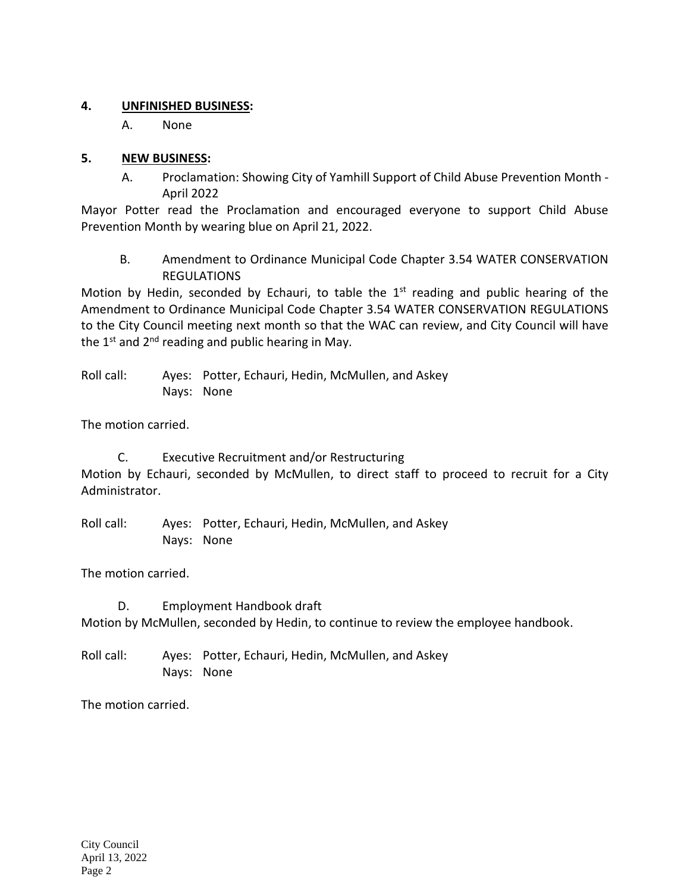## 4. UNFINISHED BUSINESS:

A. None

## 5. NEW BUSINESS:

A. Proclamation: Showing City of Yamhill Support of Child Abuse Prevention Month - April 2022

Mayor Potter read the Proclamation and encouraged everyone to support Child Abuse Prevention Month by wearing blue on April 21, 2022.

B. Amendment to Ordinance Municipal Code Chapter 3.54 WATER CONSERVATION REGULATIONS

Motion by Hedin, seconded by Echauri, to table the 1st reading and public hearing of the Amendment to Ordinance Municipal Code Chapter 3.54 WATER CONSERVATION REGULATIONS to the City Council meeting next month so that the WAC can review, and City Council will have the 1st and 2nd reading and public hearing in May.

Roll call: Ayes: Potter, Echauri, Hedin, McMullen, and Askey
Nays: None

The motion carried.

C. Executive Recruitment and/or Restructuring

Motion by Echauri, seconded by McMullen, to direct staff to proceed to recruit for a City Administrator.

Roll call: Ayes: Potter, Echauri, Hedin, McMullen, and Askey
Nays: None

The motion carried.

D. Employment Handbook draft

Motion by McMullen, seconded by Hedin, to continue to review the employee handbook.

Roll call: Ayes: Potter, Echauri, Hedin, McMullen, and Askey
Nays: None

The motion carried.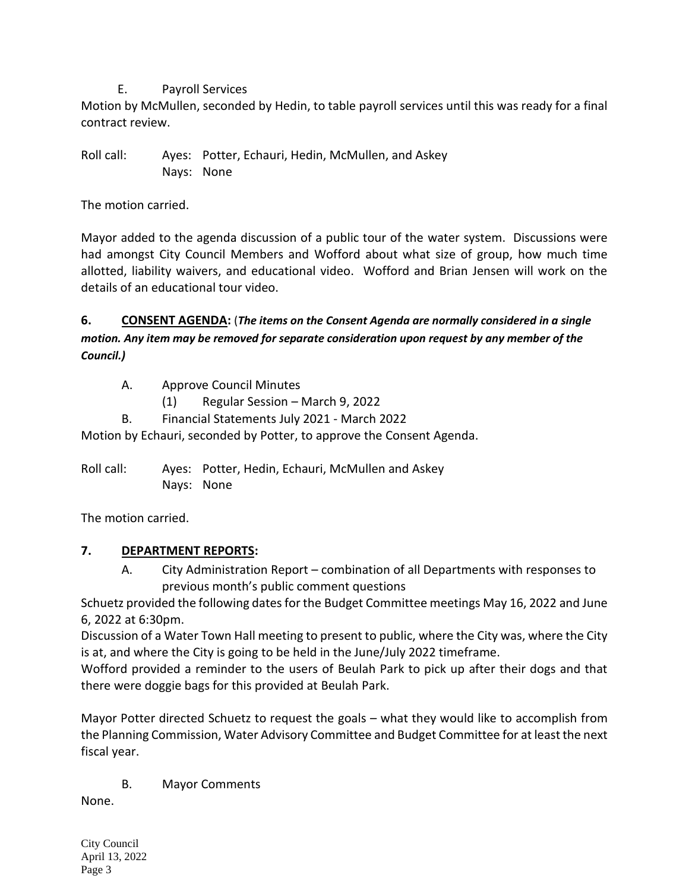E. Payroll Services

Motion by McMullen, seconded by Hedin, to table payroll services until this was ready for a final contract review.

Roll call: Ayes: Potter, Echauri, Hedin, McMullen, and Askey
Nays: None

The motion carried.

Mayor added to the agenda discussion of a public tour of the water system. Discussions were had amongst City Council Members and Wofford about what size of group, how much time allotted, liability waivers, and educational video. Wofford and Brian Jensen will work on the details of an educational tour video.

**6. <u>CONSENT AGENDA:</u>** (***The items on the Consent Agenda are normally considered in a single motion. Any item may be removed for separate consideration upon request by any member of the Council.)***

A. Approve Council Minutes
   (1) Regular Session – March 9, 2022

B. Financial Statements July 2021 - March 2022

Motion by Echauri, seconded by Potter, to approve the Consent Agenda.

Roll call: Ayes: Potter, Hedin, Echauri, McMullen and Askey
Nays: None

The motion carried.

**7. <u>DEPARTMENT REPORTS</u>:**

A. City Administration Report – combination of all Departments with responses to previous month's public comment questions

Schuetz provided the following dates for the Budget Committee meetings May 16, 2022 and June 6, 2022 at 6:30pm.

Discussion of a Water Town Hall meeting to present to public, where the City was, where the City is at, and where the City is going to be held in the June/July 2022 timeframe.

Wofford provided a reminder to the users of Beulah Park to pick up after their dogs and that there were doggie bags for this provided at Beulah Park.

Mayor Potter directed Schuetz to request the goals – what they would like to accomplish from the Planning Commission, Water Advisory Committee and Budget Committee for at least the next fiscal year.

B. Mayor Comments

None.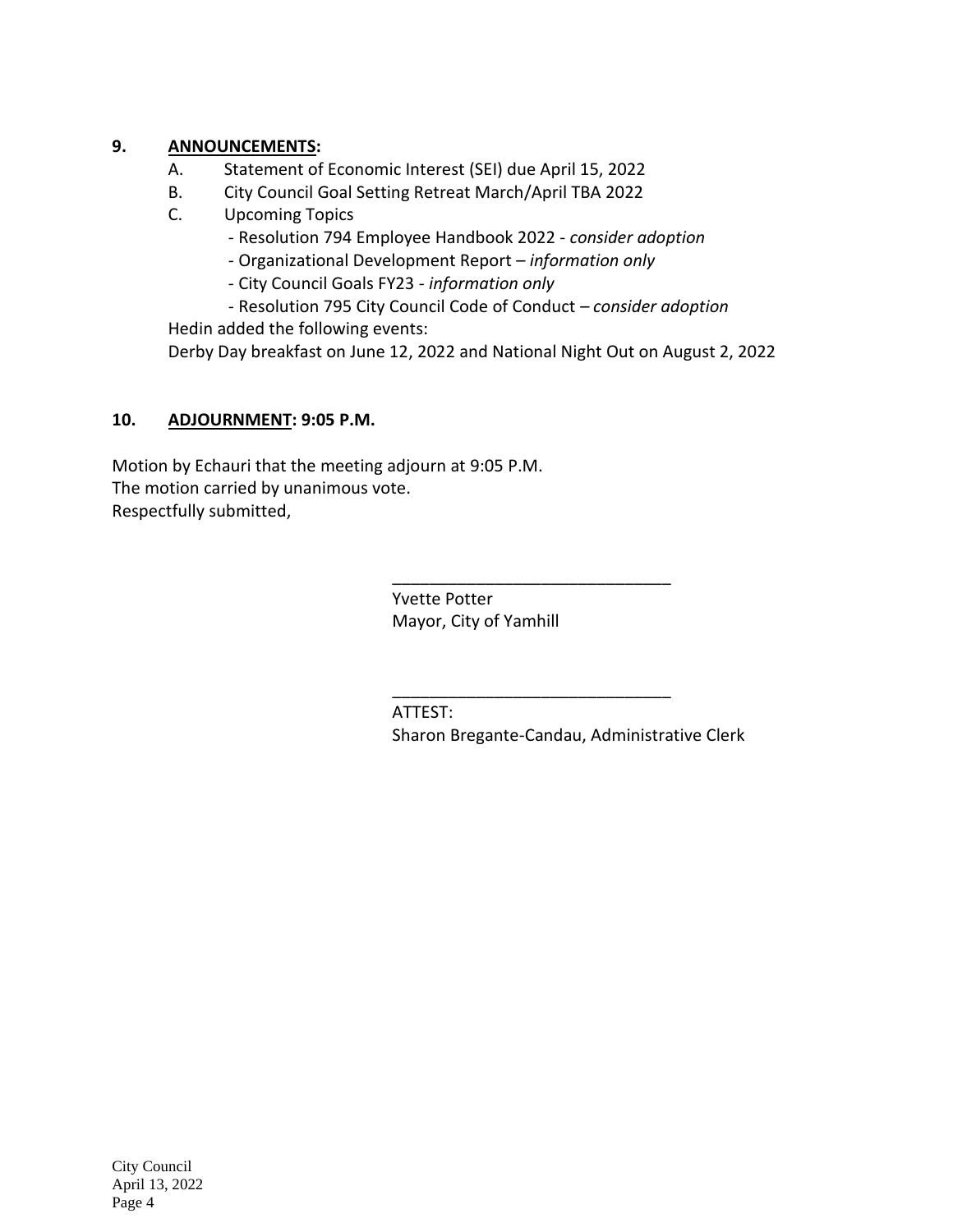## 9. **ANNOUNCEMENTS:**

A. Statement of Economic Interest (SEI) due April 15, 2022

B. City Council Goal Setting Retreat March/April TBA 2022

C. Upcoming Topics

- Resolution 794 Employee Handbook 2022 - *consider adoption*
- Organizational Development Report – *information only*
- City Council Goals FY23 - *information only*
- Resolution 795 City Council Code of Conduct – *consider adoption*

Hedin added the following events:

Derby Day breakfast on June 12, 2022 and National Night Out on August 2, 2022

## 10. **ADJOURNMENT: 9:05 P.M.**

Motion by Echauri that the meeting adjourn at 9:05 P.M.
The motion carried by unanimous vote.
Respectfully submitted,

______________________________
Yvette Potter
Mayor, City of Yamhill

______________________________
ATTEST:
Sharon Bregante-Candau, Administrative Clerk